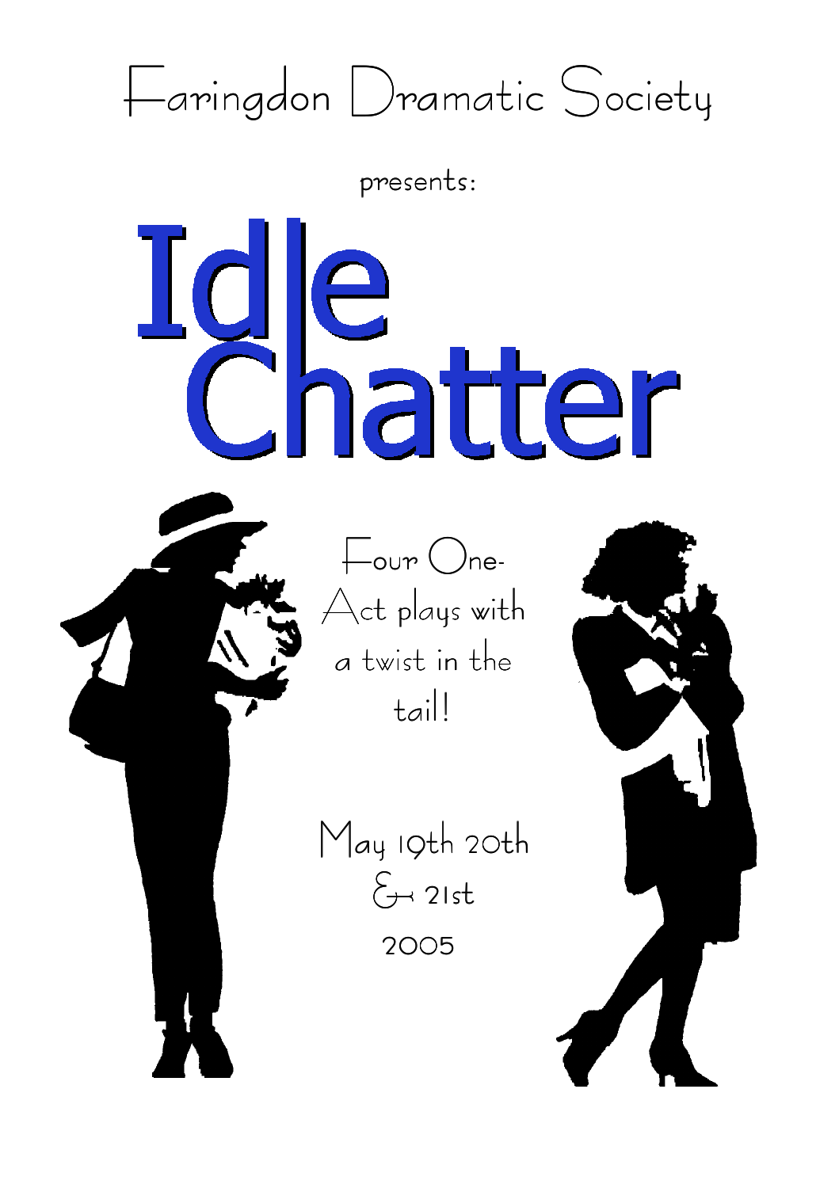Faringdon Dramatic Society

presents:

# Idle Chatter

Four One-Act plays with a twist in the tail!

May 19th 20th & 21st 2005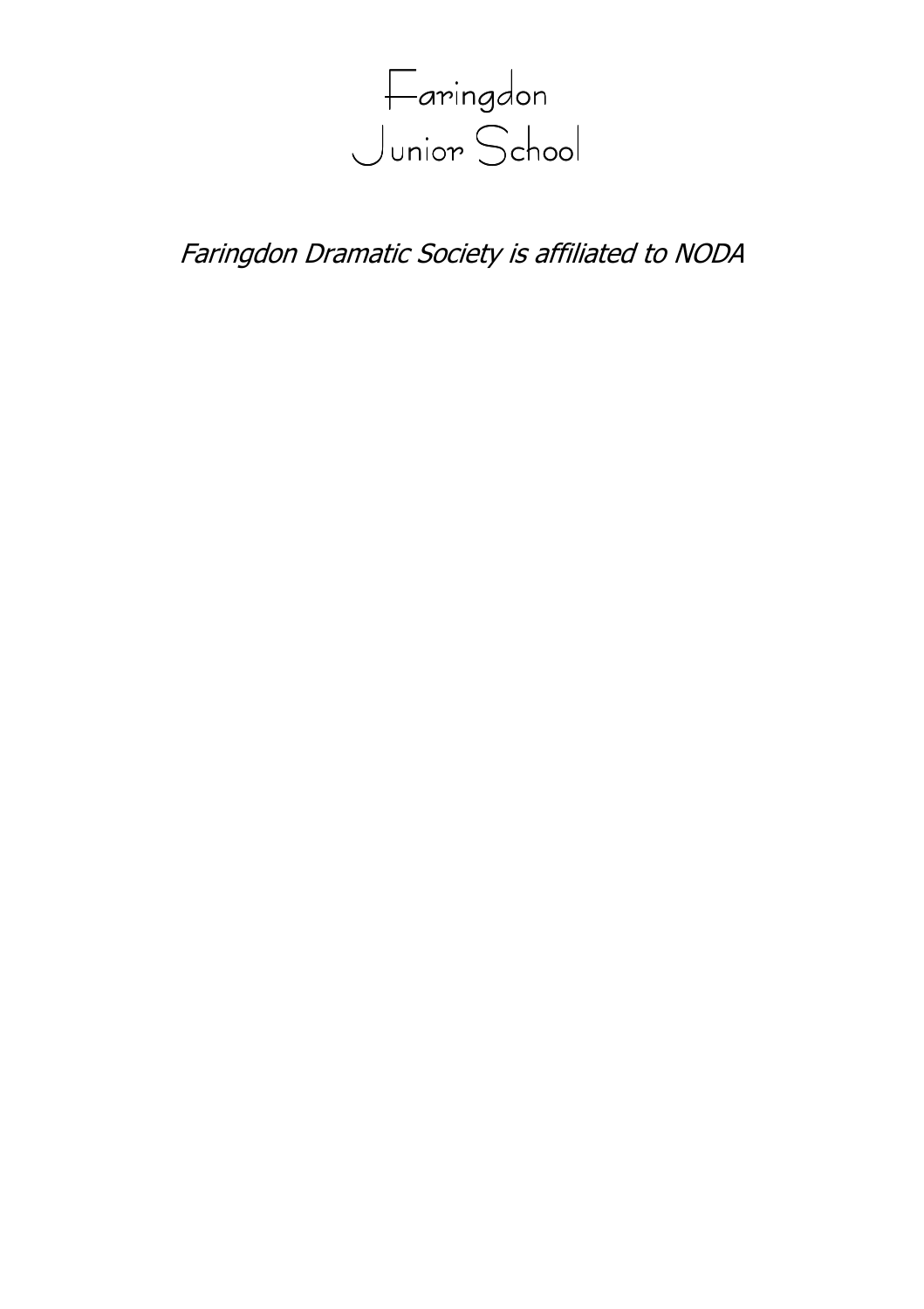Faringdon
Junior School

*Faringdon Dramatic Society is affiliated to NODA*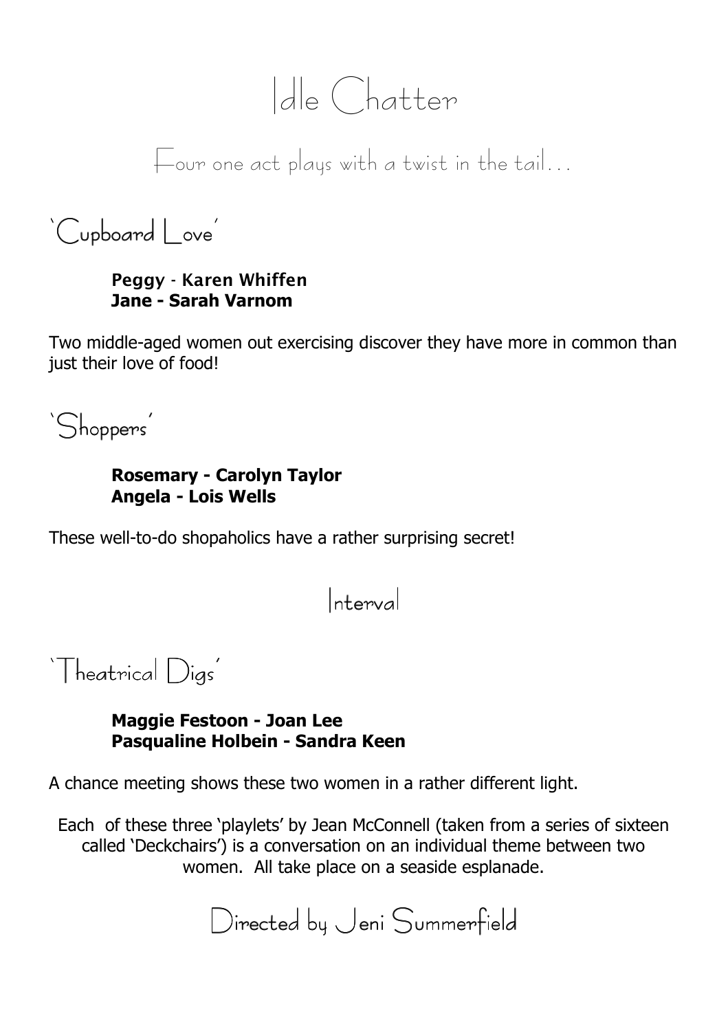# Idle Chatter

## Four one act plays with a twist in the tail…

### 'Cupboard Love'

**Peggy - Karen Whiffen**
**Jane - Sarah Varnom**

Two middle-aged women out exercising discover they have more in common than just their love of food!

### 'Shoppers'

**Rosemary - Carolyn Taylor**
**Angela - Lois Wells**

These well-to-do shopaholics have a rather surprising secret!

## Interval

### 'Theatrical Digs'

**Maggie Festoon - Joan Lee**
**Pasqualine Holbein - Sandra Keen**

A chance meeting shows these two women in a rather different light.

Each of these three 'playlets' by Jean McConnell (taken from a series of sixteen called 'Deckchairs') is a conversation on an individual theme between two women. All take place on a seaside esplanade.

## Directed by Jeni Summerfield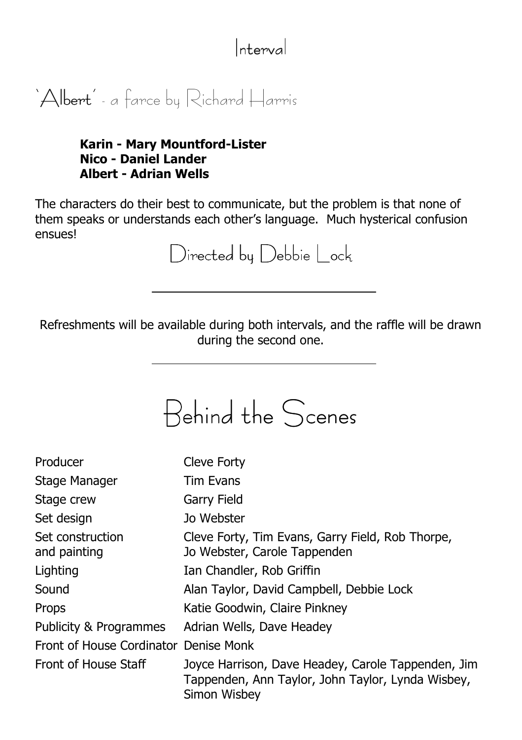## Interval

## 'Albert' - a farce by Richard Harris

**Karin - Mary Mountford-Lister**
**Nico - Daniel Lander**
**Albert - Adrian Wells**

The characters do their best to communicate, but the problem is that none of them speaks or understands each other's language. Much hysterical confusion ensues!

Directed by Debbie Lock

---

Refreshments will be available during both intervals, and the raffle will be drawn during the second one.

---

# Behind the Scenes

| | |
|---|---|
| Producer | Cleve Forty |
| Stage Manager | Tim Evans |
| Stage crew | Garry Field |
| Set design | Jo Webster |
| Set construction and painting | Cleve Forty, Tim Evans, Garry Field, Rob Thorpe, Jo Webster, Carole Tappenden |
| Lighting | Ian Chandler, Rob Griffin |
| Sound | Alan Taylor, David Campbell, Debbie Lock |
| Props | Katie Goodwin, Claire Pinkney |
| Publicity & Programmes | Adrian Wells, Dave Headey |
| Front of House Cordinator | Denise Monk |
| Front of House Staff | Joyce Harrison, Dave Headey, Carole Tappenden, Jim Tappenden, Ann Taylor, John Taylor, Lynda Wisbey, Simon Wisbey |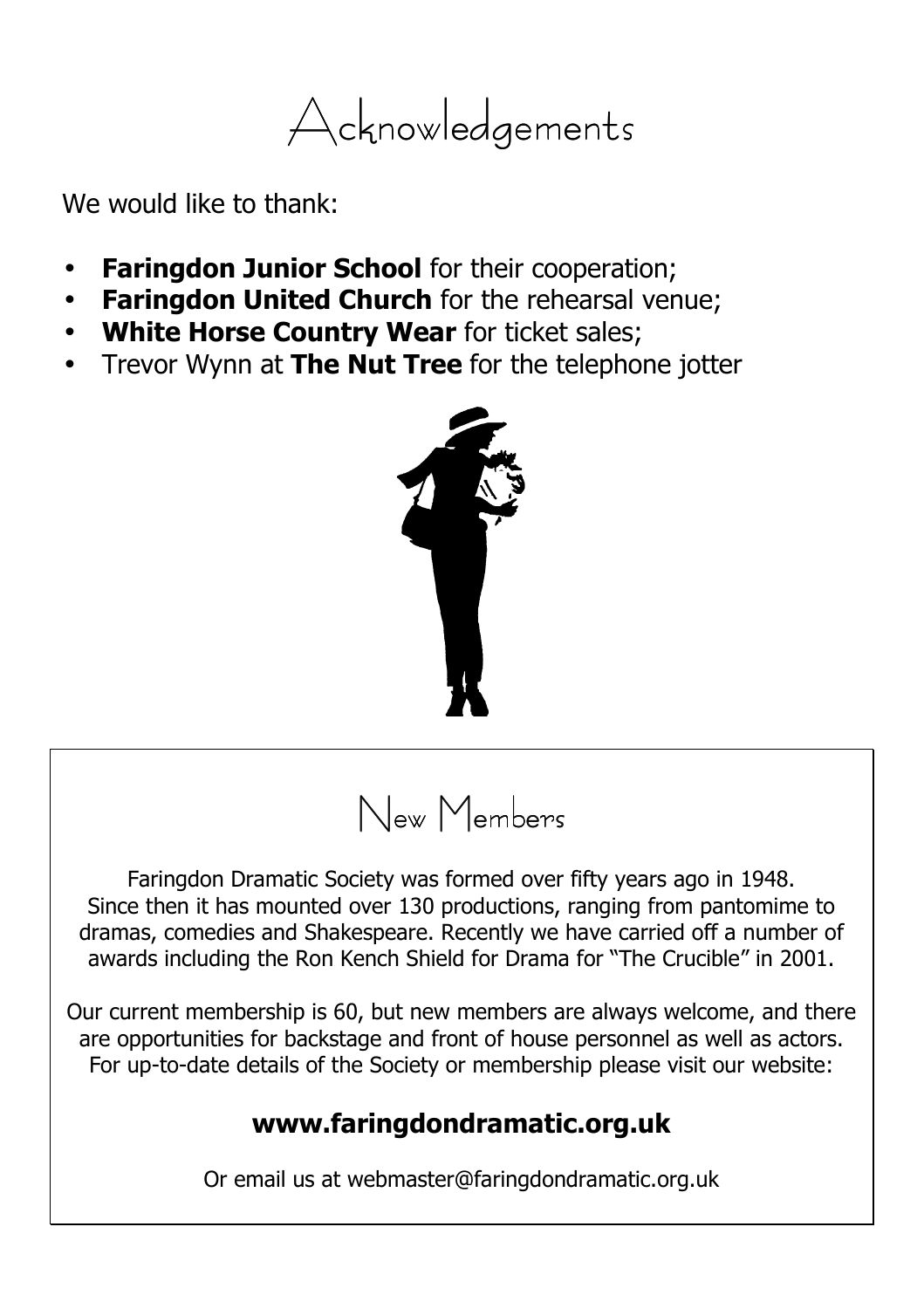# Acknowledgements

We would like to thank:

- **Faringdon Junior School** for their cooperation;
- **Faringdon United Church** for the rehearsal venue;
- **White Horse Country Wear** for ticket sales;
- Trevor Wynn at **The Nut Tree** for the telephone jotter

# New Members

Faringdon Dramatic Society was formed over fifty years ago in 1948. Since then it has mounted over 130 productions, ranging from pantomime to dramas, comedies and Shakespeare. Recently we have carried off a number of awards including the Ron Kench Shield for Drama for "The Crucible" in 2001.

Our current membership is 60, but new members are always welcome, and there are opportunities for backstage and front of house personnel as well as actors. For up-to-date details of the Society or membership please visit our website:

**www.faringdondramatic.org.uk**

Or email us at webmaster@faringdondramatic.org.uk